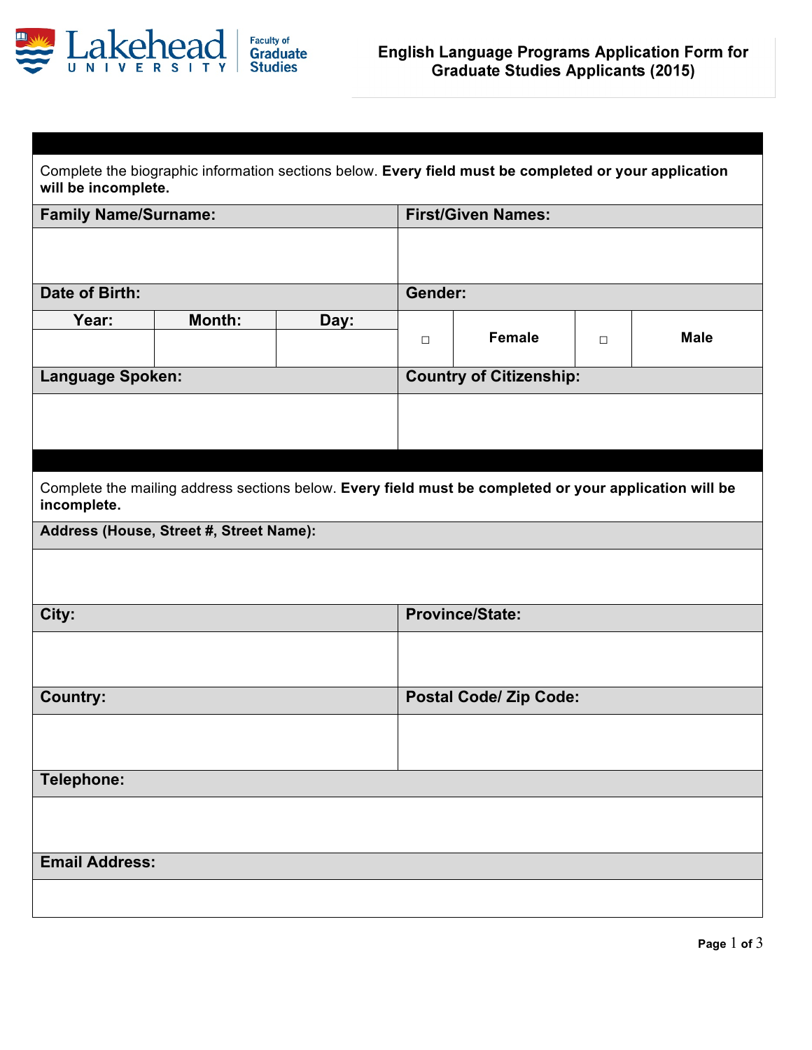Lakehead University — Faculty of Graduate Studies

# English Language Programs Application Form for Graduate Studies Applicants (2015)

Complete the biographic information sections below. **Every field must be completed or your application will be incomplete.**

| **Family Name/Surname:** | | | **First/Given Names:** | | | |
|---|---|---|---|---|---|---|
| | | | | | | |
| **Date of Birth:** | | | **Gender:** | | | |
| **Year:** | **Month:** | **Day:** | ☐ | **Female** | ☐ | **Male** |
| | | | | | | |
| **Language Spoken:** | | | **Country of Citizenship:** | | | |
| | | | | | | |

Complete the mailing address sections below. **Every field must be completed or your application will be incomplete.**

| **Address (House, Street #, Street Name):** | |
|---|---|
| | |
| **City:** | **Province/State:** |
| | |
| **Country:** | **Postal Code/ Zip Code:** |
| | |
| **Telephone:** | |
| | |
| **Email Address:** | |
| | |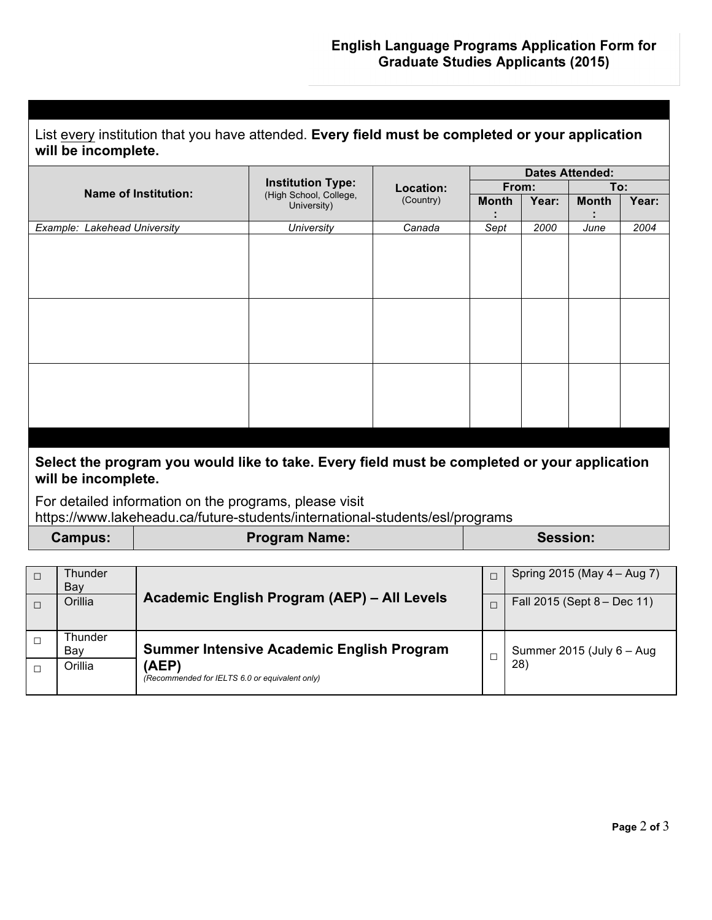## English Language Programs Application Form for Graduate Studies Applicants (2015)

List every institution that you have attended. **Every field must be completed or your application will be incomplete.**

| **Name of Institution:** | **Institution Type:** (High School, College, University) | **Location:** (Country) | **Dates Attended:** | | | |
|---|---|---|---|---|---|---|
| | | | **From:** | | **To:** | |
| | | | **Month:** | **Year:** | **Month:** | **Year:** |
| *Example: Lakehead University* | *University* | *Canada* | *Sept* | *2000* | *June* | *2004* |
| | | | | | | |
| | | | | | | |
| | | | | | | |

**Select the program you would like to take. Every field must be completed or your application will be incomplete.**

For detailed information on the programs, please visit https://www.lakeheadu.ca/future-students/international-students/esl/programs

| **Campus:** | **Program Name:** | **Session:** |
|---|---|---|
| ☐ Thunder Bay<br>☐ Orillia | **Academic English Program (AEP) – All Levels** | ☐ Spring 2015 (May 4 – Aug 7)<br>☐ Fall 2015 (Sept 8 – Dec 11) |
| ☐ Thunder Bay<br>☐ Orillia | **Summer Intensive Academic English Program (AEP)**<br>*(Recommended for IELTS 6.0 or equivalent only)* | ☐ Summer 2015 (July 6 – Aug 28) |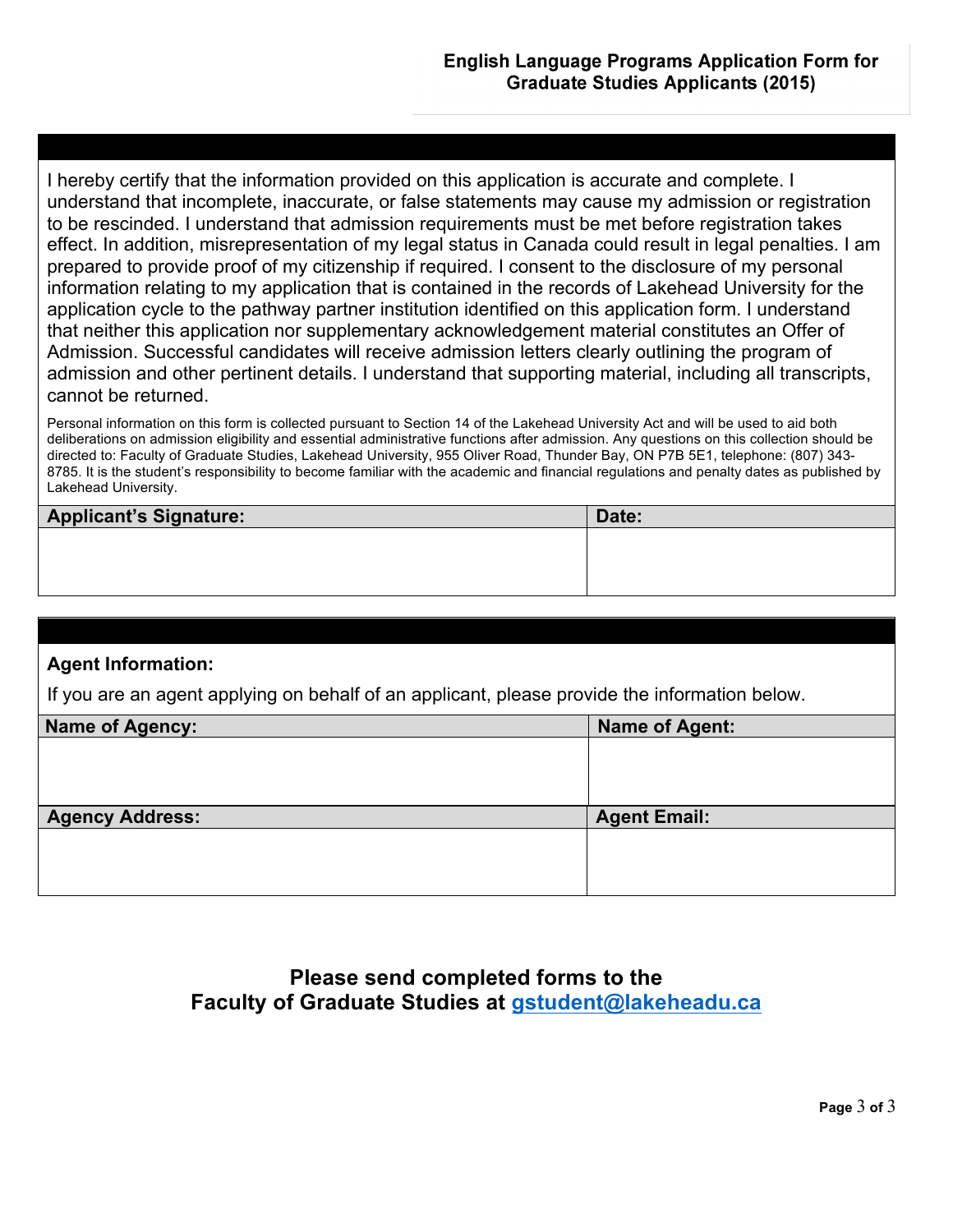I hereby certify that the information provided on this application is accurate and complete. I understand that incomplete, inaccurate, or false statements may cause my admission or registration to be rescinded. I understand that admission requirements must be met before registration takes effect. In addition, misrepresentation of my legal status in Canada could result in legal penalties. I am prepared to provide proof of my citizenship if required. I consent to the disclosure of my personal information relating to my application that is contained in the records of Lakehead University for the application cycle to the pathway partner institution identified on this application form. I understand that neither this application nor supplementary acknowledgement material constitutes an Offer of Admission. Successful candidates will receive admission letters clearly outlining the program of admission and other pertinent details. I understand that supporting material, including all transcripts, cannot be returned.

Personal information on this form is collected pursuant to Section 14 of the Lakehead University Act and will be used to aid both deliberations on admission eligibility and essential administrative functions after admission. Any questions on this collection should be directed to: Faculty of Graduate Studies, Lakehead University, 955 Oliver Road, Thunder Bay, ON P7B 5E1, telephone: (807) 343-8785. It is the student's responsibility to become familiar with the academic and financial regulations and penalty dates as published by Lakehead University.

| Applicant's Signature: | Date: |
| --- | --- |
| | |

**Agent Information:**

If you are an agent applying on behalf of an applicant, please provide the information below.

| Name of Agency: | Name of Agent: |
| --- | --- |
| | |
| **Agency Address:** | **Agent Email:** |
| | |

**Please send completed forms to the Faculty of Graduate Studies at gstudent@lakeheadu.ca**